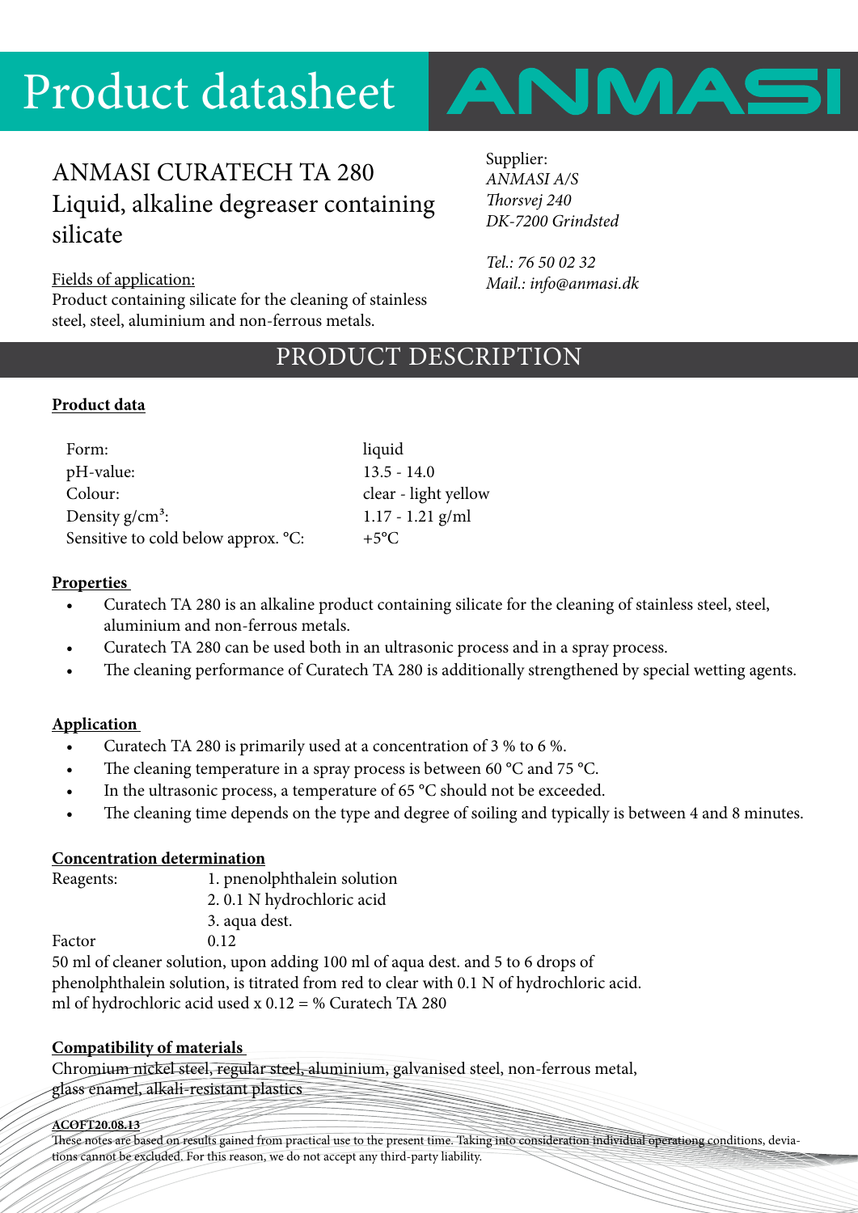# Product datasheet

ANMASI

## ANMASI CURATECH TA 280
## Liquid, alkaline degreaser containing silicate

Fields of application:
Product containing silicate for the cleaning of stainless steel, steel, aluminium and non-ferrous metals.

Supplier:
*ANMASI A/S*
*Thorsvej 240*
*DK-7200 Grindsted*

*Tel.: 76 50 02 32*
*Mail.: info@anmasi.dk*

## PRODUCT DESCRIPTION

**Product data**

| | |
|---|---|
| Form: | liquid |
| pH-value: | 13.5 - 14.0 |
| Colour: | clear - light yellow |
| Density g/cm³: | 1.17 - 1.21 g/ml |
| Sensitive to cold below approx. °C: | +5°C |

**Properties**

- Curatech TA 280 is an alkaline product containing silicate for the cleaning of stainless steel, steel, aluminium and non-ferrous metals.
- Curatech TA 280 can be used both in an ultrasonic process and in a spray process.
- The cleaning performance of Curatech TA 280 is additionally strengthened by special wetting agents.

**Application**

- Curatech TA 280 is primarily used at a concentration of 3 % to 6 %.
- The cleaning temperature in a spray process is between 60 °C and 75 °C.
- In the ultrasonic process, a temperature of 65 °C should not be exceeded.
- The cleaning time depends on the type and degree of soiling and typically is between 4 and 8 minutes.

**Concentration determination**

Reagents:
1. pnenolphthalein solution
2. 0.1 N hydrochloric acid
3. aqua dest.

Factor 0.12

50 ml of cleaner solution, upon adding 100 ml of aqua dest. and 5 to 6 drops of phenolphthalein solution, is titrated from red to clear with 0.1 N of hydrochloric acid.
ml of hydrochloric acid used x 0.12 = % Curatech TA 280

**Compatibility of materials**

Chromium nickel steel, regular steel, aluminium, galvanised steel, non-ferrous metal, glass enamel, alkali-resistant plastics

**ACOFT20.08.13**

These notes are based on results gained from practical use to the present time. Taking into consideration individual operationg conditions, deviations cannot be excluded. For this reason, we do not accept any third-party liability.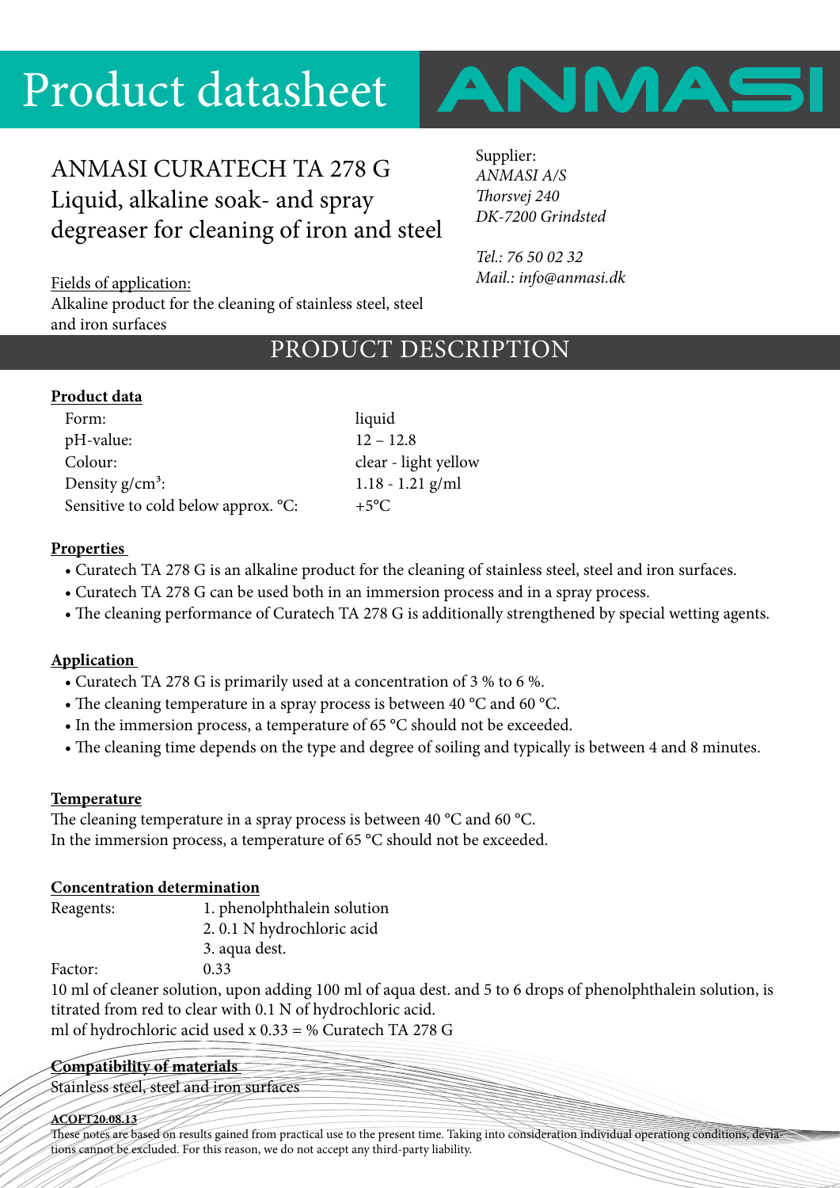# Product datasheet

ANMASI

## ANMASI CURATECH TA 278 G
## Liquid, alkaline soak- and spray degreaser for cleaning of iron and steel

Supplier:
*ANMASI A/S*
*Thorsvej 240*
*DK-7200 Grindsted*

*Tel.: 76 50 02 32*
*Mail.: info@anmasi.dk*

Fields of application:
Alkaline product for the cleaning of stainless steel, steel and iron surfaces

## PRODUCT DESCRIPTION

**Product data**

| | |
|---|---|
| Form: | liquid |
| pH-value: | 12 – 12.8 |
| Colour: | clear - light yellow |
| Density g/cm³: | 1.18 - 1.21 g/ml |
| Sensitive to cold below approx. °C: | +5°C |

**Properties**

- Curatech TA 278 G is an alkaline product for the cleaning of stainless steel, steel and iron surfaces.
- Curatech TA 278 G can be used both in an immersion process and in a spray process.
- The cleaning performance of Curatech TA 278 G is additionally strengthened by special wetting agents.

**Application**

- Curatech TA 278 G is primarily used at a concentration of 3 % to 6 %.
- The cleaning temperature in a spray process is between 40 °C and 60 °C.
- In the immersion process, a temperature of 65 °C should not be exceeded.
- The cleaning time depends on the type and degree of soiling and typically is between 4 and 8 minutes.

**Temperature**

The cleaning temperature in a spray process is between 40 °C and 60 °C.
In the immersion process, a temperature of 65 °C should not be exceeded.

**Concentration determination**

Reagents:
1. phenolphthalein solution
2. 0.1 N hydrochloric acid
3. aqua dest.

Factor: 0.33

10 ml of cleaner solution, upon adding 100 ml of aqua dest. and 5 to 6 drops of phenolphthalein solution, is titrated from red to clear with 0.1 N of hydrochloric acid.
ml of hydrochloric acid used x 0.33 = % Curatech TA 278 G

**Compatibility of materials**

Stainless steel, steel and iron surfaces

**ACOFT20.08.13**

These notes are based on results gained from practical use to the present time. Taking into consideration individual operationg conditions, deviations cannot be excluded. For this reason, we do not accept any third-party liability.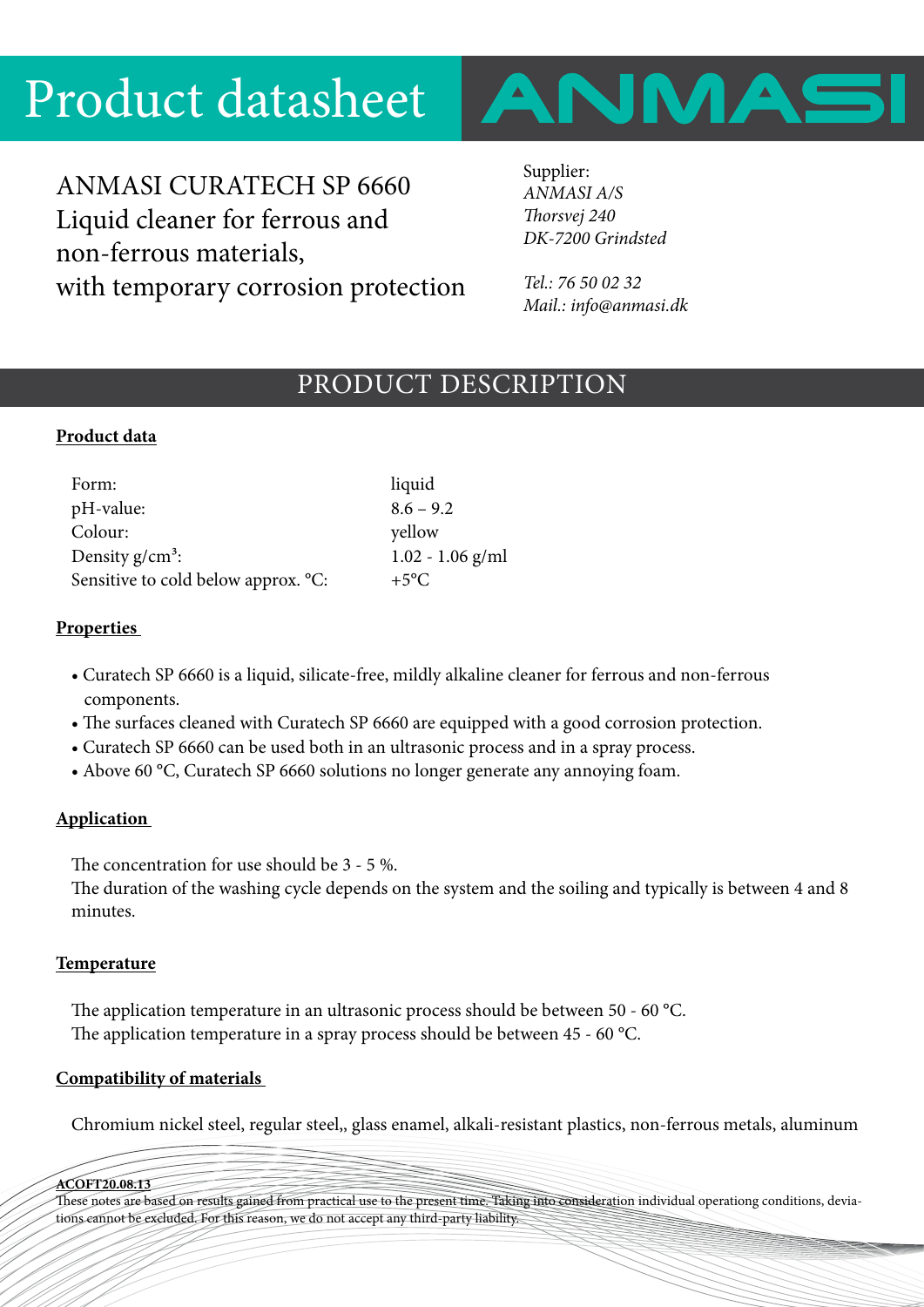# Product datasheet

ANMASI

ANMASI CURATECH SP 6660
Liquid cleaner for ferrous and non-ferrous materials,
with temporary corrosion protection

Supplier:
*ANMASI A/S*
*Thorsvej 240*
*DK-7200 Grindsted*

*Tel.: 76 50 02 32*
*Mail.: info@anmasi.dk*

## PRODUCT DESCRIPTION

**Product data**

| | |
|---|---|
| Form: | liquid |
| pH-value: | 8.6 – 9.2 |
| Colour: | yellow |
| Density g/cm³: | 1.02 - 1.06 g/ml |
| Sensitive to cold below approx. °C: | +5°C |

**Properties**

- Curatech SP 6660 is a liquid, silicate-free, mildly alkaline cleaner for ferrous and non-ferrous components.
- The surfaces cleaned with Curatech SP 6660 are equipped with a good corrosion protection.
- Curatech SP 6660 can be used both in an ultrasonic process and in a spray process.
- Above 60 °C, Curatech SP 6660 solutions no longer generate any annoying foam.

**Application**

The concentration for use should be 3 - 5 %.
The duration of the washing cycle depends on the system and the soiling and typically is between 4 and 8 minutes.

**Temperature**

The application temperature in an ultrasonic process should be between 50 - 60 °C.
The application temperature in a spray process should be between 45 - 60 °C.

**Compatibility of materials**

Chromium nickel steel, regular steel,, glass enamel, alkali-resistant plastics, non-ferrous metals, aluminum

**ACOFT20.08.13**
These notes are based on results gained from practical use to the present time. Taking into consideration individual operationg conditions, deviations cannot be excluded. For this reason, we do not accept any third-party liability.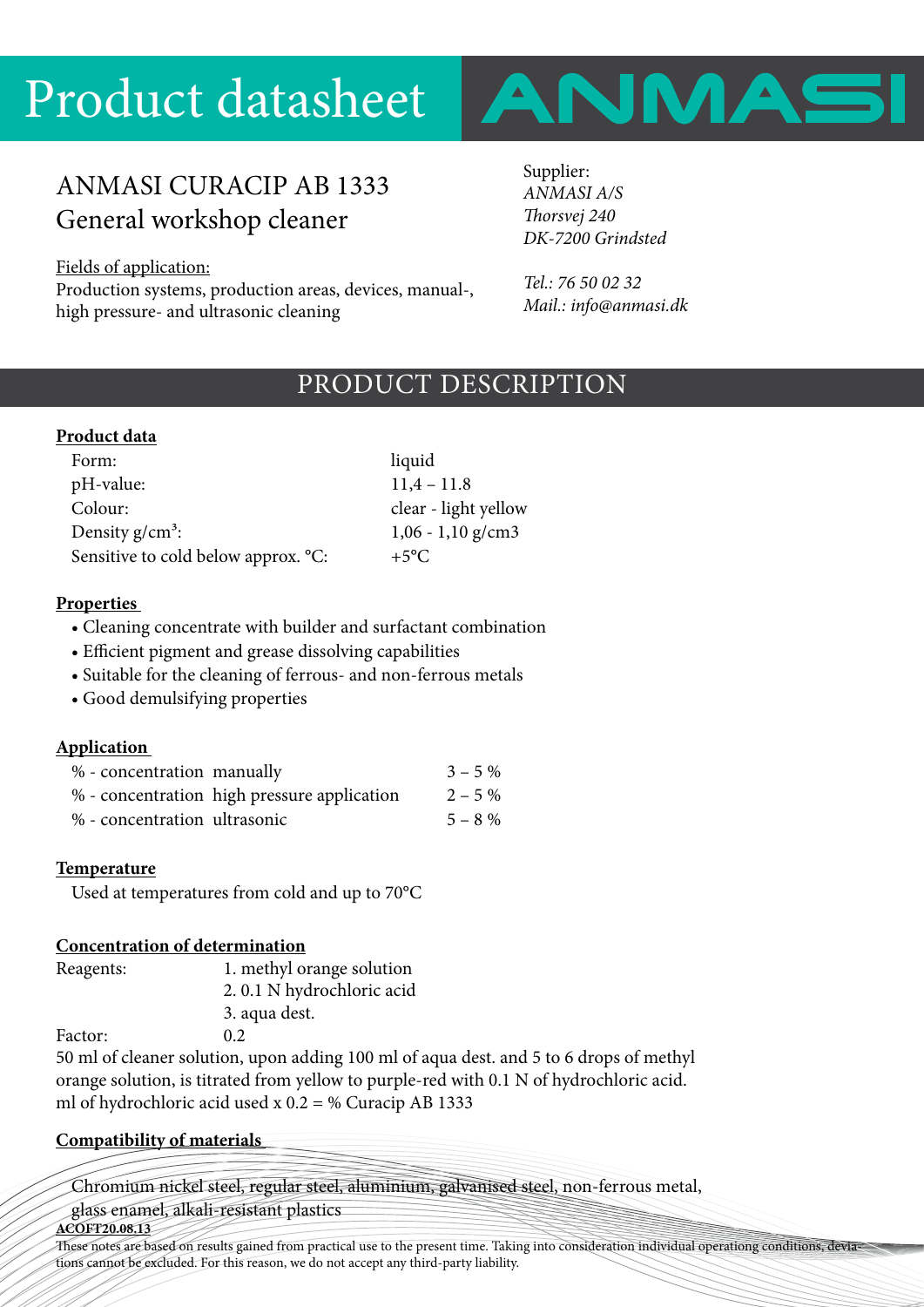# Product datasheet

ANMASI

## ANMASI CURACIP AB 1333
## General workshop cleaner

Fields of application:
Production systems, production areas, devices, manual-, high pressure- and ultrasonic cleaning

Supplier:
*ANMASI A/S*
*Thorsvej 240*
*DK-7200 Grindsted*

*Tel.: 76 50 02 32*
*Mail.: info@anmasi.dk*

## PRODUCT DESCRIPTION

**Product data**

| | |
|---|---|
| Form: | liquid |
| pH-value: | 11,4 – 11.8 |
| Colour: | clear - light yellow |
| Density g/cm³: | 1,06 - 1,10 g/cm3 |
| Sensitive to cold below approx. °C: | +5°C |

**Properties**

- Cleaning concentrate with builder and surfactant combination
- Efficient pigment and grease dissolving capabilities
- Suitable for the cleaning of ferrous- and non-ferrous metals
- Good demulsifying properties

**Application**

| | | |
|---|---|---|
| % - concentration | manually | 3 – 5 % |
| % - concentration | high pressure application | 2 – 5 % |
| % - concentration | ultrasonic | 5 – 8 % |

**Temperature**

Used at temperatures from cold and up to 70°C

**Concentration of determination**

Reagents:
1. methyl orange solution
2. 0.1 N hydrochloric acid
3. aqua dest.

Factor: 0.2

50 ml of cleaner solution, upon adding 100 ml of aqua dest. and 5 to 6 drops of methyl orange solution, is titrated from yellow to purple-red with 0.1 N of hydrochloric acid.
ml of hydrochloric acid used x 0.2 = % Curacip AB 1333

**Compatibility of materials**

Chromium nickel steel, regular steel, aluminium, galvanised steel, non-ferrous metal, glass enamel, alkali-resistant plastics

**ACOFT20.08.13**

These notes are based on results gained from practical use to the present time. Taking into consideration individual operating conditions, deviations cannot be excluded. For this reason, we do not accept any third-party liability.